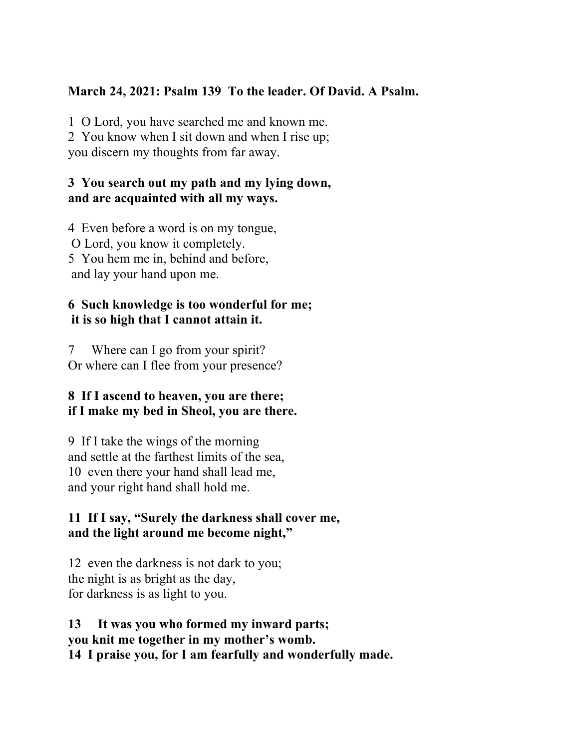**March 24, 2021: Psalm 139  To the leader. Of David. A Psalm.**

1  O Lord, you have searched me and known me.
2  You know when I sit down and when I rise up;
you discern my thoughts from far away.

**3  You search out my path and my lying down,**
**and are acquainted with all my ways.**

4  Even before a word is on my tongue,
O Lord, you know it completely.
5  You hem me in, behind and before,
and lay your hand upon me.

**6  Such knowledge is too wonderful for me;**
**it is so high that I cannot attain it.**

7     Where can I go from your spirit?
Or where can I flee from your presence?

**8  If I ascend to heaven, you are there;**
**if I make my bed in Sheol, you are there.**

9  If I take the wings of the morning
and settle at the farthest limits of the sea,
10  even there your hand shall lead me,
and your right hand shall hold me.

**11  If I say, "Surely the darkness shall cover me,**
**and the light around me become night,"**

12  even the darkness is not dark to you;
the night is as bright as the day,
for darkness is as light to you.

**13     It was you who formed my inward parts;**
**you knit me together in my mother's womb.**
**14  I praise you, for I am fearfully and wonderfully made.**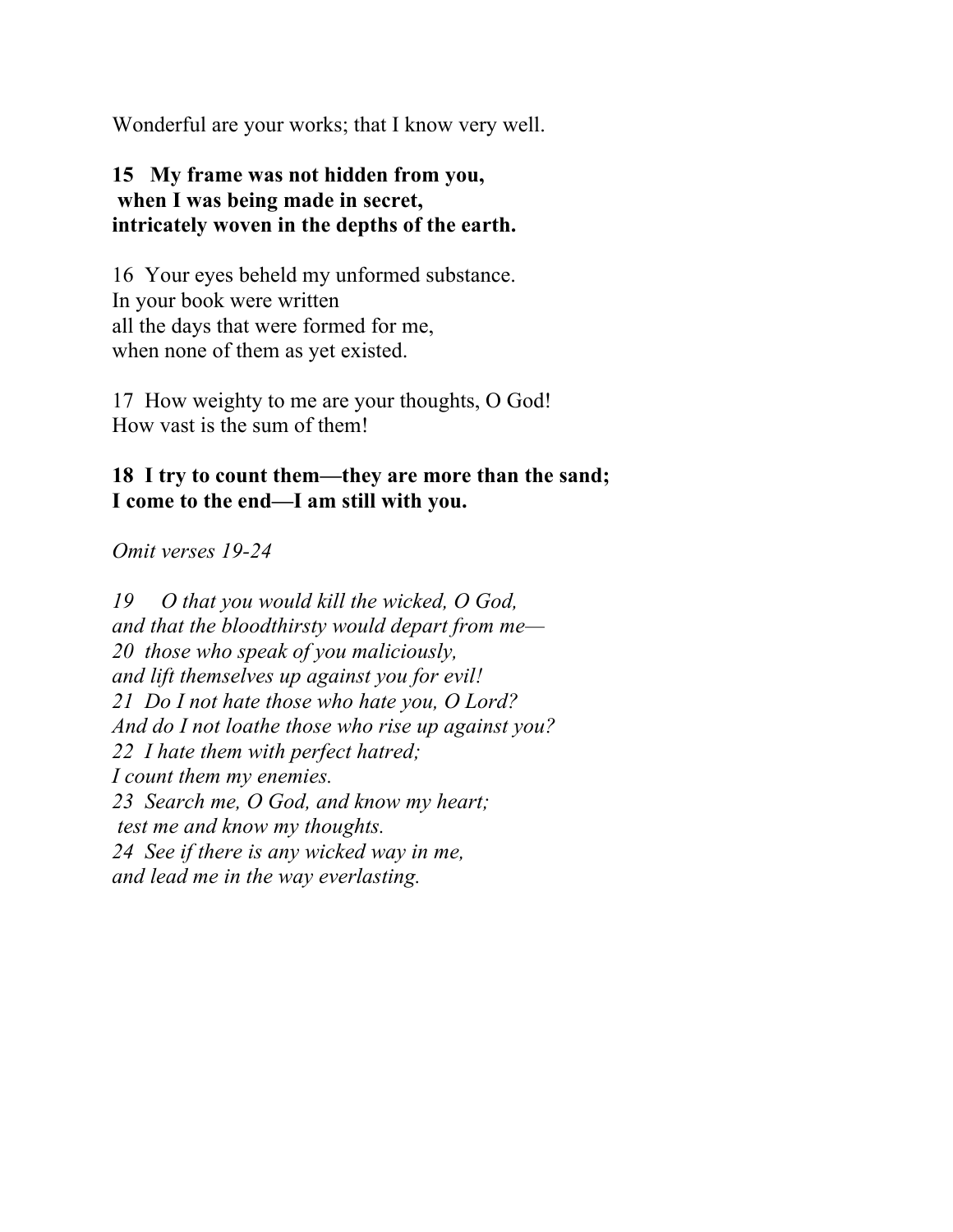Wonderful are your works; that I know very well.

**15 My frame was not hidden from you,**
**when I was being made in secret,**
**intricately woven in the depths of the earth.**

16 Your eyes beheld my unformed substance.
In your book were written
all the days that were formed for me,
when none of them as yet existed.

17 How weighty to me are your thoughts, O God!
How vast is the sum of them!

**18 I try to count them—they are more than the sand;**
**I come to the end—I am still with you.**

*Omit verses 19-24*

*19 O that you would kill the wicked, O God,*
*and that the bloodthirsty would depart from me—*
*20 those who speak of you maliciously,*
*and lift themselves up against you for evil!*
*21 Do I not hate those who hate you, O Lord?*
*And do I not loathe those who rise up against you?*
*22 I hate them with perfect hatred;*
*I count them my enemies.*
*23 Search me, O God, and know my heart;*
*test me and know my thoughts.*
*24 See if there is any wicked way in me,*
*and lead me in the way everlasting.*